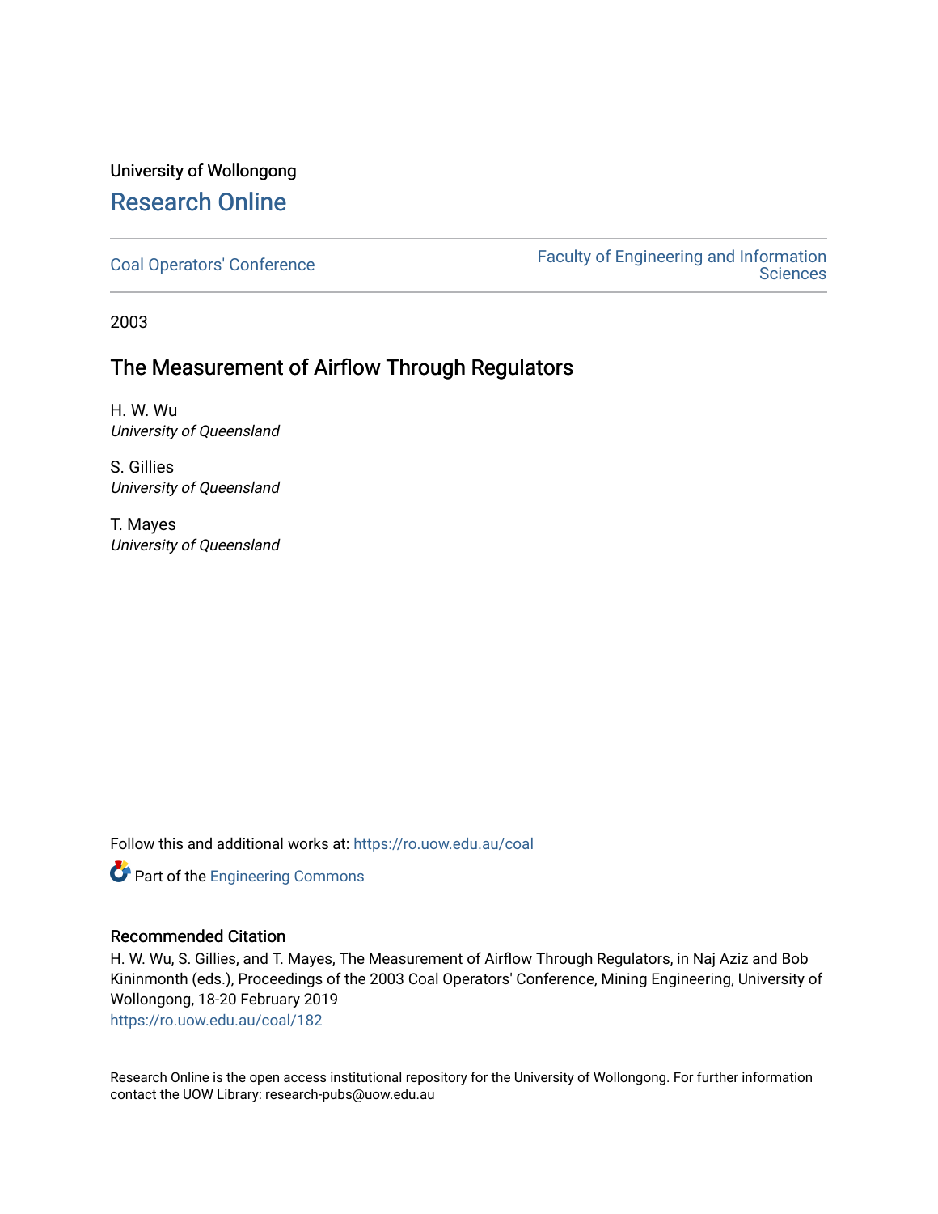University of Wollongong

# Research Online

Coal Operators' Conference

Faculty of Engineering and Information Sciences

2003

## The Measurement of Airflow Through Regulators

H. W. Wu
*University of Queensland*

S. Gillies
*University of Queensland*

T. Mayes
*University of Queensland*

Follow this and additional works at: https://ro.uow.edu.au/coal

Part of the Engineering Commons

### Recommended Citation

H. W. Wu, S. Gillies, and T. Mayes, The Measurement of Airflow Through Regulators, in Naj Aziz and Bob Kininmonth (eds.), Proceedings of the 2003 Coal Operators' Conference, Mining Engineering, University of Wollongong, 18-20 February 2019
https://ro.uow.edu.au/coal/182

Research Online is the open access institutional repository for the University of Wollongong. For further information contact the UOW Library: research-pubs@uow.edu.au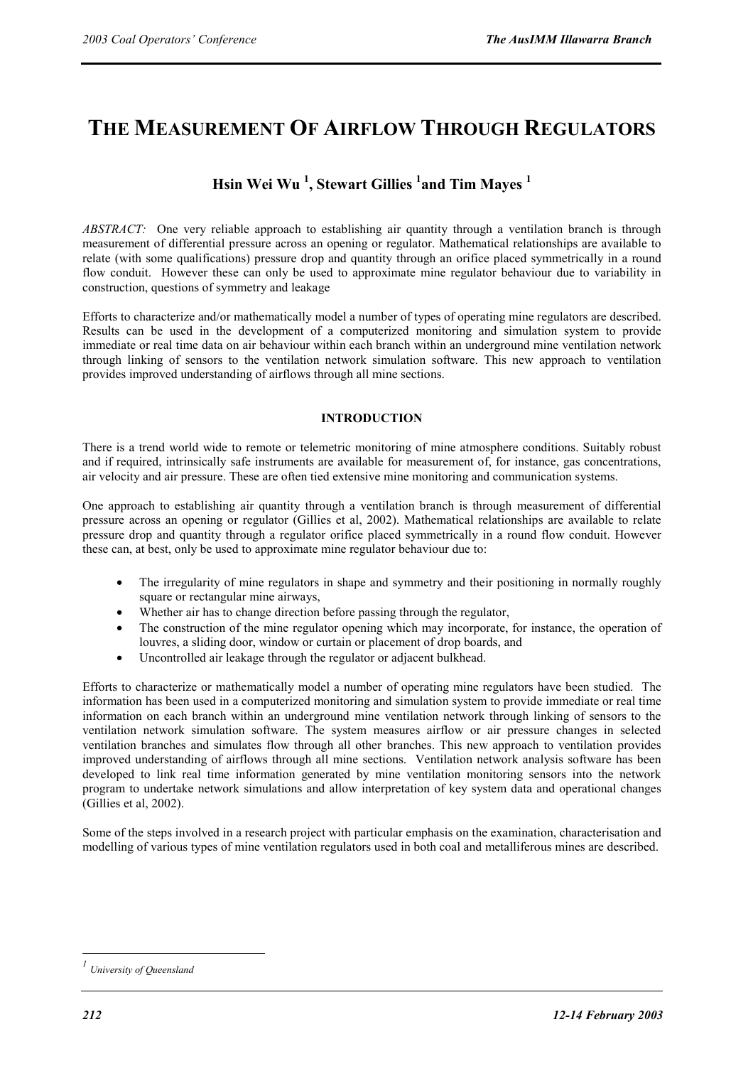# THE MEASUREMENT OF AIRFLOW THROUGH REGULATORS

## Hsin Wei Wu [1], Stewart Gillies [1] and Tim Mayes [1]

*ABSTRACT:* One very reliable approach to establishing air quantity through a ventilation branch is through measurement of differential pressure across an opening or regulator. Mathematical relationships are available to relate (with some qualifications) pressure drop and quantity through an orifice placed symmetrically in a round flow conduit. However these can only be used to approximate mine regulator behaviour due to variability in construction, questions of symmetry and leakage

Efforts to characterize and/or mathematically model a number of types of operating mine regulators are described. Results can be used in the development of a computerized monitoring and simulation system to provide immediate or real time data on air behaviour within each branch within an underground mine ventilation network through linking of sensors to the ventilation network simulation software. This new approach to ventilation provides improved understanding of airflows through all mine sections.

### INTRODUCTION

There is a trend world wide to remote or telemetric monitoring of mine atmosphere conditions. Suitably robust and if required, intrinsically safe instruments are available for measurement of, for instance, gas concentrations, air velocity and air pressure. These are often tied extensive mine monitoring and communication systems.

One approach to establishing air quantity through a ventilation branch is through measurement of differential pressure across an opening or regulator (Gillies et al, 2002). Mathematical relationships are available to relate pressure drop and quantity through a regulator orifice placed symmetrically in a round flow conduit. However these can, at best, only be used to approximate mine regulator behaviour due to:

- The irregularity of mine regulators in shape and symmetry and their positioning in normally roughly square or rectangular mine airways,
- Whether air has to change direction before passing through the regulator,
- The construction of the mine regulator opening which may incorporate, for instance, the operation of louvres, a sliding door, window or curtain or placement of drop boards, and
- Uncontrolled air leakage through the regulator or adjacent bulkhead.

Efforts to characterize or mathematically model a number of operating mine regulators have been studied. The information has been used in a computerized monitoring and simulation system to provide immediate or real time information on each branch within an underground mine ventilation network through linking of sensors to the ventilation network simulation software. The system measures airflow or air pressure changes in selected ventilation branches and simulates flow through all other branches. This new approach to ventilation provides improved understanding of airflows through all mine sections. Ventilation network analysis software has been developed to link real time information generated by mine ventilation monitoring sensors into the network program to undertake network simulations and allow interpretation of key system data and operational changes (Gillies et al, 2002).

Some of the steps involved in a research project with particular emphasis on the examination, characterisation and modelling of various types of mine ventilation regulators used in both coal and metalliferous mines are described.

---

[1] *University of Queensland*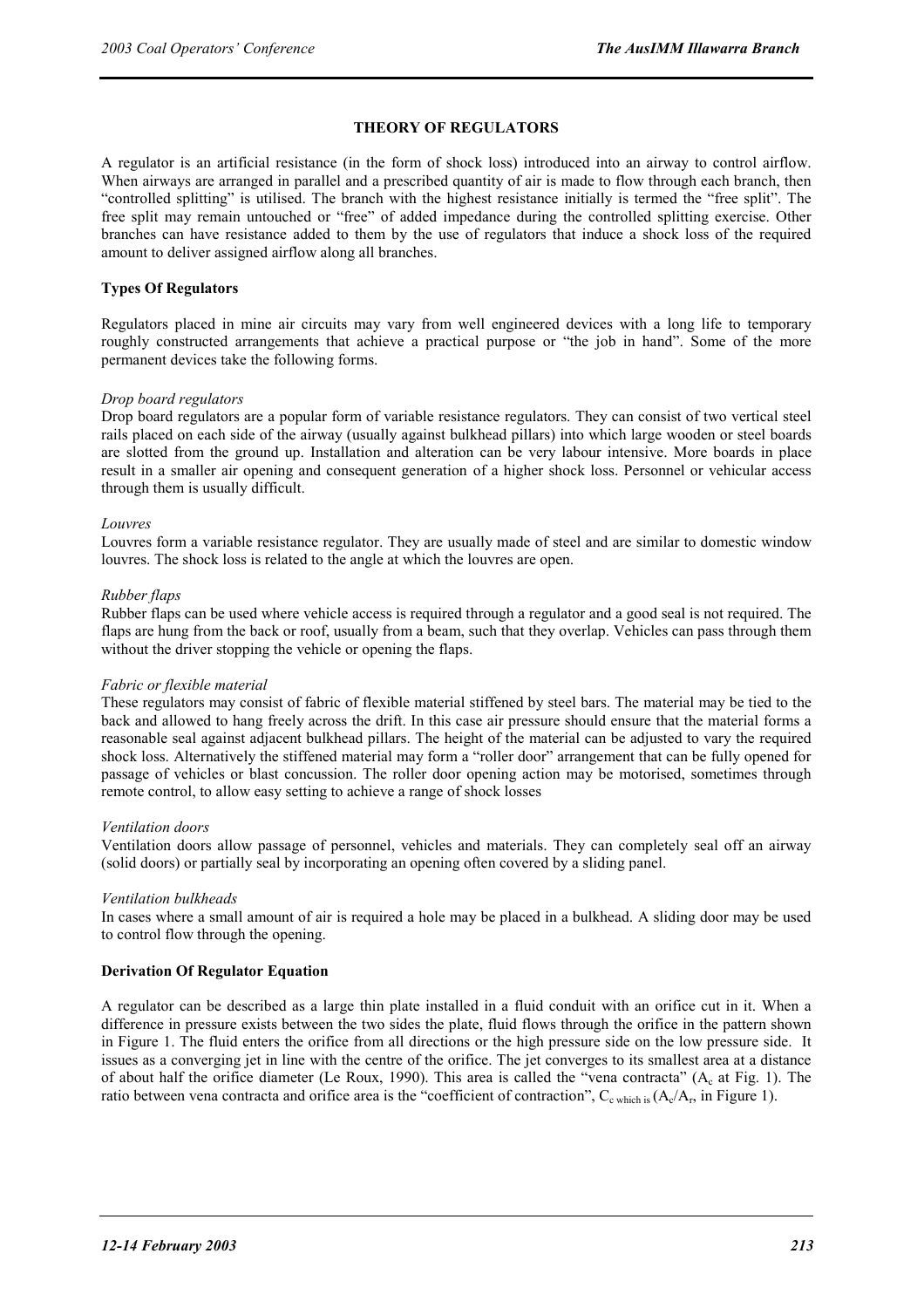## THEORY OF REGULATORS

A regulator is an artificial resistance (in the form of shock loss) introduced into an airway to control airflow. When airways are arranged in parallel and a prescribed quantity of air is made to flow through each branch, then "controlled splitting" is utilised. The branch with the highest resistance initially is termed the "free split". The free split may remain untouched or "free" of added impedance during the controlled splitting exercise. Other branches can have resistance added to them by the use of regulators that induce a shock loss of the required amount to deliver assigned airflow along all branches.

### Types Of Regulators

Regulators placed in mine air circuits may vary from well engineered devices with a long life to temporary roughly constructed arrangements that achieve a practical purpose or "the job in hand". Some of the more permanent devices take the following forms.

*Drop board regulators*

Drop board regulators are a popular form of variable resistance regulators. They can consist of two vertical steel rails placed on each side of the airway (usually against bulkhead pillars) into which large wooden or steel boards are slotted from the ground up. Installation and alteration can be very labour intensive. More boards in place result in a smaller air opening and consequent generation of a higher shock loss. Personnel or vehicular access through them is usually difficult.

*Louvres*

Louvres form a variable resistance regulator. They are usually made of steel and are similar to domestic window louvres. The shock loss is related to the angle at which the louvres are open.

*Rubber flaps*

Rubber flaps can be used where vehicle access is required through a regulator and a good seal is not required. The flaps are hung from the back or roof, usually from a beam, such that they overlap. Vehicles can pass through them without the driver stopping the vehicle or opening the flaps.

*Fabric or flexible material*

These regulators may consist of fabric of flexible material stiffened by steel bars. The material may be tied to the back and allowed to hang freely across the drift. In this case air pressure should ensure that the material forms a reasonable seal against adjacent bulkhead pillars. The height of the material can be adjusted to vary the required shock loss. Alternatively the stiffened material may form a "roller door" arrangement that can be fully opened for passage of vehicles or blast concussion. The roller door opening action may be motorised, sometimes through remote control, to allow easy setting to achieve a range of shock losses

*Ventilation doors*

Ventilation doors allow passage of personnel, vehicles and materials. They can completely seal off an airway (solid doors) or partially seal by incorporating an opening often covered by a sliding panel.

*Ventilation bulkheads*

In cases where a small amount of air is required a hole may be placed in a bulkhead. A sliding door may be used to control flow through the opening.

### Derivation Of Regulator Equation

A regulator can be described as a large thin plate installed in a fluid conduit with an orifice cut in it. When a difference in pressure exists between the two sides the plate, fluid flows through the orifice in the pattern shown in Figure 1. The fluid enters the orifice from all directions or the high pressure side on the low pressure side. It issues as a converging jet in line with the centre of the orifice. The jet converges to its smallest area at a distance of about half the orifice diameter (Le Roux, 1990). This area is called the "vena contracta" ($A_c$ at Fig. 1). The ratio between vena contracta and orifice area is the "coefficient of contraction", $C_{c \text{ which is}}$ ($A_c/A_r$, in Figure 1).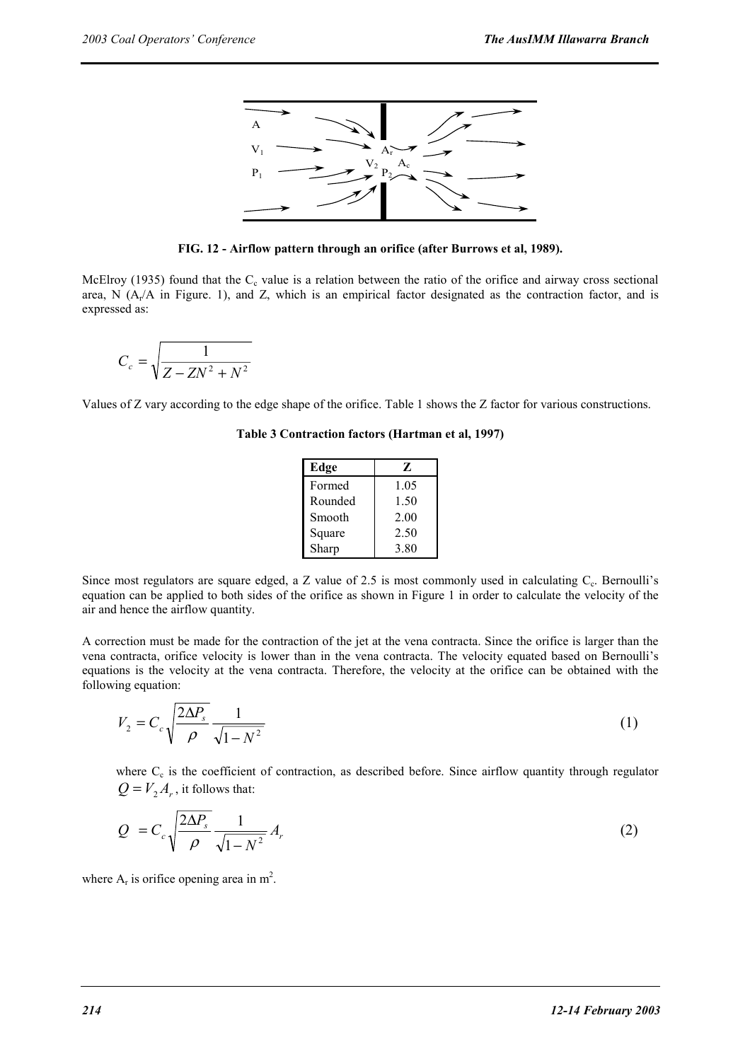FIG. 12 - Airflow pattern through an orifice (after Burrows et al, 1989).

McElroy (1935) found that the $C_c$ value is a relation between the ratio of the orifice and airway cross sectional area, N ($A_r/A$ in Figure. 1), and Z, which is an empirical factor designated as the contraction factor, and is expressed as:

$$C_c = \sqrt{\frac{1}{Z - ZN^2 + N^2}}$$

Values of Z vary according to the edge shape of the orifice. Table 1 shows the Z factor for various constructions.

**Table 3 Contraction factors (Hartman et al, 1997)**

| Edge | Z |
|---|---|
| Formed | 1.05 |
| Rounded | 1.50 |
| Smooth | 2.00 |
| Square | 2.50 |
| Sharp | 3.80 |

Since most regulators are square edged, a Z value of 2.5 is most commonly used in calculating $C_c$. Bernoulli's equation can be applied to both sides of the orifice as shown in Figure 1 in order to calculate the velocity of the air and hence the airflow quantity.

A correction must be made for the contraction of the jet at the vena contracta. Since the orifice is larger than the vena contracta, orifice velocity is lower than in the vena contracta. The velocity equated based on Bernoulli's equations is the velocity at the vena contracta. Therefore, the velocity at the orifice can be obtained with the following equation:

$$V_2 = C_c \sqrt{\frac{2\Delta P_s}{\rho}} \frac{1}{\sqrt{1 - N^2}} \tag{1}$$

where $C_c$ is the coefficient of contraction, as described before. Since airflow quantity through regulator $Q = V_2 A_r$, it follows that:

$$Q = C_c \sqrt{\frac{2\Delta P_s}{\rho}} \frac{1}{\sqrt{1 - N^2}} A_r \tag{2}$$

where $A_r$ is orifice opening area in $m^2$.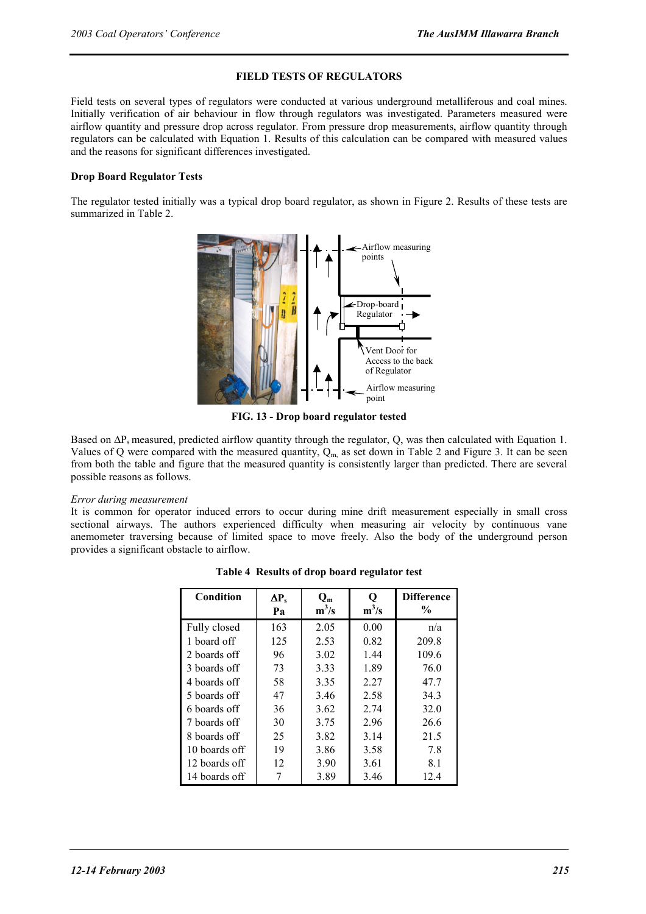## FIELD TESTS OF REGULATORS

Field tests on several types of regulators were conducted at various underground metalliferous and coal mines. Initially verification of air behaviour in flow through regulators was investigated. Parameters measured were airflow quantity and pressure drop across regulator. From pressure drop measurements, airflow quantity through regulators can be calculated with Equation 1. Results of this calculation can be compared with measured values and the reasons for significant differences investigated.

### Drop Board Regulator Tests

The regulator tested initially was a typical drop board regulator, as shown in Figure 2. Results of these tests are summarized in Table 2.

**FIG. 13 - Drop board regulator tested**

Based on $\Delta P_s$ measured, predicted airflow quantity through the regulator, Q, was then calculated with Equation 1. Values of Q were compared with the measured quantity, $Q_m$, as set down in Table 2 and Figure 3. It can be seen from both the table and figure that the measured quantity is consistently larger than predicted. There are several possible reasons as follows.

*Error during measurement*

It is common for operator induced errors to occur during mine drift measurement especially in small cross sectional airways. The authors experienced difficulty when measuring air velocity by continuous vane anemometer traversing because of limited space to move freely. Also the body of the underground person provides a significant obstacle to airflow.

**Table 4 Results of drop board regulator test**

| Condition | $\Delta P_s$ Pa | $Q_m$ $m^3/s$ | Q $m^3/s$ | Difference % |
|---|---|---|---|---|
| Fully closed | 163 | 2.05 | 0.00 | n/a |
| 1 board off | 125 | 2.53 | 0.82 | 209.8 |
| 2 boards off | 96 | 3.02 | 1.44 | 109.6 |
| 3 boards off | 73 | 3.33 | 1.89 | 76.0 |
| 4 boards off | 58 | 3.35 | 2.27 | 47.7 |
| 5 boards off | 47 | 3.46 | 2.58 | 34.3 |
| 6 boards off | 36 | 3.62 | 2.74 | 32.0 |
| 7 boards off | 30 | 3.75 | 2.96 | 26.6 |
| 8 boards off | 25 | 3.82 | 3.14 | 21.5 |
| 10 boards off | 19 | 3.86 | 3.58 | 7.8 |
| 12 boards off | 12 | 3.90 | 3.61 | 8.1 |
| 14 boards off | 7 | 3.89 | 3.46 | 12.4 |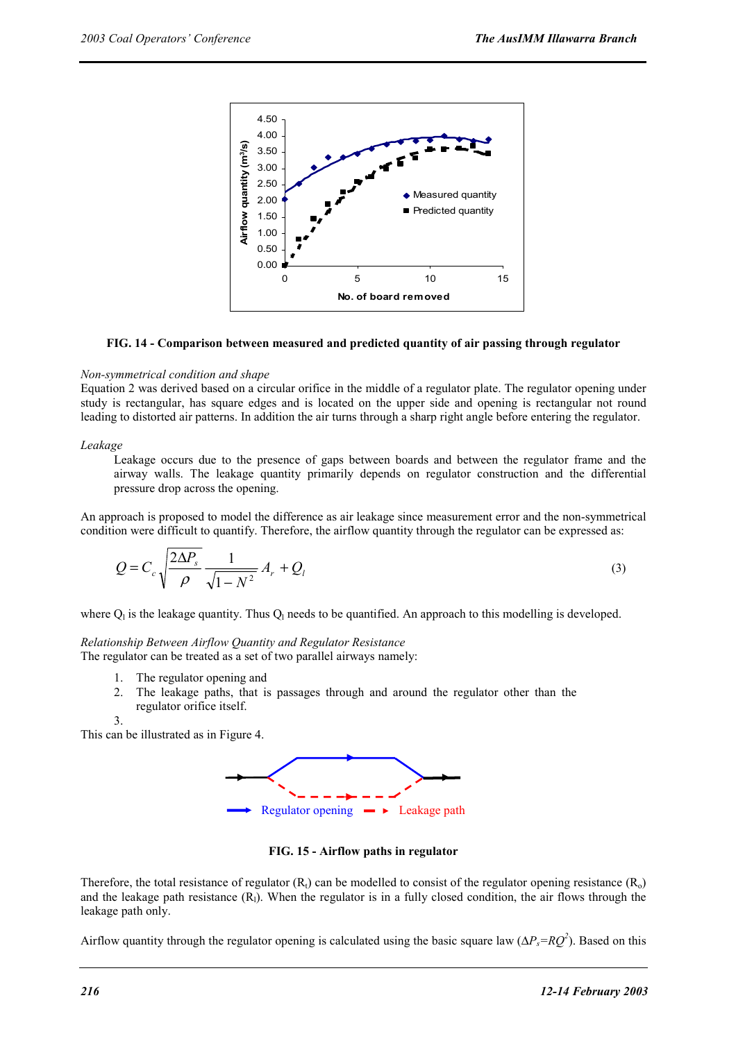FIG. 14 - Comparison between measured and predicted quantity of air passing through regulator

*Non-symmetrical condition and shape*

Equation 2 was derived based on a circular orifice in the middle of a regulator plate. The regulator opening under study is rectangular, has square edges and is located on the upper side and opening is rectangular not round leading to distorted air patterns. In addition the air turns through a sharp right angle before entering the regulator.

*Leakage*

Leakage occurs due to the presence of gaps between boards and between the regulator frame and the airway walls. The leakage quantity primarily depends on regulator construction and the differential pressure drop across the opening.

An approach is proposed to model the difference as air leakage since measurement error and the non-symmetrical condition were difficult to quantify. Therefore, the airflow quantity through the regulator can be expressed as:

$$Q = C_c \sqrt{\frac{2\Delta P_s}{\rho}} \frac{1}{\sqrt{1 - N^2}} A_r + Q_l \tag{3}$$

where $Q_l$ is the leakage quantity. Thus $Q_l$ needs to be quantified. An approach to this modelling is developed.

*Relationship Between Airflow Quantity and Regulator Resistance*

The regulator can be treated as a set of two parallel airways namely:

1. The regulator opening and
2. The leakage paths, that is passages through and around the regulator other than the regulator orifice itself.
3.

This can be illustrated as in Figure 4.

Regulator opening — Leakage path

FIG. 15 - Airflow paths in regulator

Therefore, the total resistance of regulator ($R_t$) can be modelled to consist of the regulator opening resistance ($R_o$) and the leakage path resistance ($R_l$). When the regulator is in a fully closed condition, the air flows through the leakage path only.

Airflow quantity through the regulator opening is calculated using the basic square law ($\Delta P_s = RQ^2$). Based on this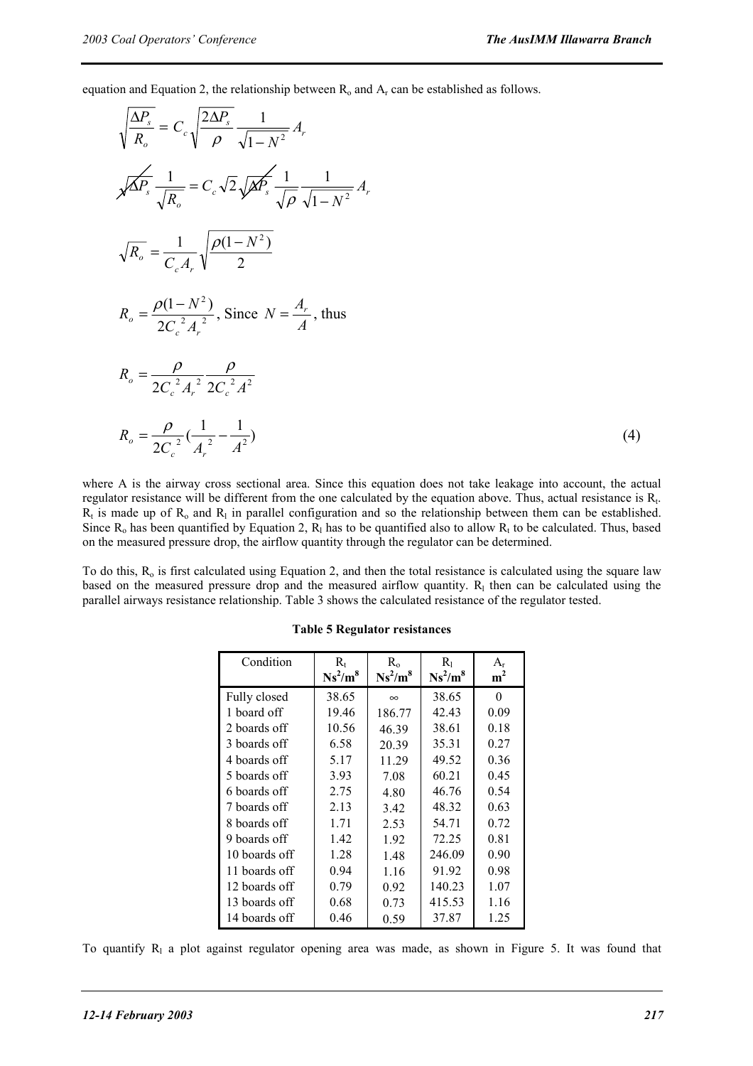equation and Equation 2, the relationship between $R_o$ and $A_r$ can be established as follows.

$$\sqrt{\frac{\Delta P_s}{R_o}} = C_c \sqrt{\frac{2\Delta P_s}{\rho}} \frac{1}{\sqrt{1-N^2}} A_r$$

$$\sqrt{\Delta P_s} \frac{1}{\sqrt{R_o}} = C_c \sqrt{2} \sqrt{\Delta P_s} \frac{1}{\sqrt{\rho}} \frac{1}{\sqrt{1-N^2}} A_r$$

$$\sqrt{R_o} = \frac{1}{C_c A_r} \sqrt{\frac{\rho(1-N^2)}{2}}$$

$$R_o = \frac{\rho(1-N^2)}{2C_c^{\,2} A_r^{\,2}}, \text{ Since } N = \frac{A_r}{A}, \text{ thus}$$

$$R_o = \frac{\rho}{2C_c^{\,2} A_r^{\,2}} \frac{\rho}{2C_c^{\,2} A^2}$$

$$R_o = \frac{\rho}{2C_c^{\,2}} \left(\frac{1}{A_r^{\,2}} - \frac{1}{A^2}\right) \tag{4}$$

where A is the airway cross sectional area. Since this equation does not take leakage into account, the actual regulator resistance will be different from the one calculated by the equation above. Thus, actual resistance is $R_t$. $R_t$ is made up of $R_o$ and $R_l$ in parallel configuration and so the relationship between them can be established. Since $R_o$ has been quantified by Equation 2, $R_l$ has to be quantified also to allow $R_t$ to be calculated. Thus, based on the measured pressure drop, the airflow quantity through the regulator can be determined.

To do this, $R_o$ is first calculated using Equation 2, and then the total resistance is calculated using the square law based on the measured pressure drop and the measured airflow quantity. $R_l$ then can be calculated using the parallel airways resistance relationship. Table 3 shows the calculated resistance of the regulator tested.

**Table 5 Regulator resistances**

| Condition | $R_t$ $Ns^2/m^8$ | $R_o$ $Ns^2/m^8$ | $R_l$ $Ns^2/m^8$ | $A_r$ $m^2$ |
|---|---|---|---|---|
| Fully closed | 38.65 | ∞ | 38.65 | 0 |
| 1 board off | 19.46 | 186.77 | 42.43 | 0.09 |
| 2 boards off | 10.56 | 46.39 | 38.61 | 0.18 |
| 3 boards off | 6.58 | 20.39 | 35.31 | 0.27 |
| 4 boards off | 5.17 | 11.29 | 49.52 | 0.36 |
| 5 boards off | 3.93 | 7.08 | 60.21 | 0.45 |
| 6 boards off | 2.75 | 4.80 | 46.76 | 0.54 |
| 7 boards off | 2.13 | 3.42 | 48.32 | 0.63 |
| 8 boards off | 1.71 | 2.53 | 54.71 | 0.72 |
| 9 boards off | 1.42 | 1.92 | 72.25 | 0.81 |
| 10 boards off | 1.28 | 1.48 | 246.09 | 0.90 |
| 11 boards off | 0.94 | 1.16 | 91.92 | 0.98 |
| 12 boards off | 0.79 | 0.92 | 140.23 | 1.07 |
| 13 boards off | 0.68 | 0.73 | 415.53 | 1.16 |
| 14 boards off | 0.46 | 0.59 | 37.87 | 1.25 |

To quantify $R_l$ a plot against regulator opening area was made, as shown in Figure 5. It was found that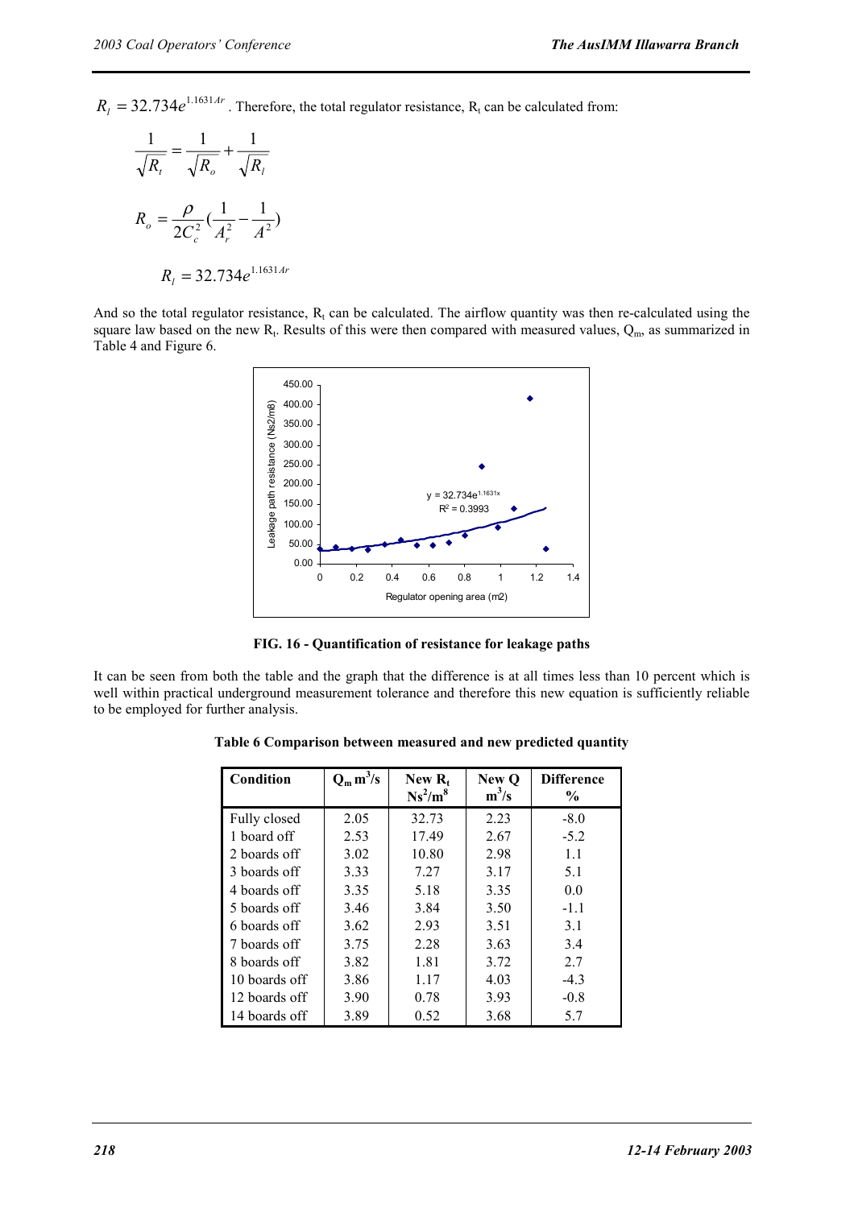$R_l = 32.734e^{1.1631Ar}$. Therefore, the total regulator resistance, $R_t$ can be calculated from:

$$\frac{1}{\sqrt{R_t}} = \frac{1}{\sqrt{R_o}} + \frac{1}{\sqrt{R_l}}$$

$$R_o = \frac{\rho}{2C_c^2}\left(\frac{1}{A_r^2} - \frac{1}{A^2}\right)$$

$$R_l = 32.734e^{1.1631Ar}$$

And so the total regulator resistance, $R_t$ can be calculated. The airflow quantity was then re-calculated using the square law based on the new $R_t$. Results of this were then compared with measured values, $Q_m$, as summarized in Table 4 and Figure 6.

FIG. 16 - Quantification of resistance for leakage paths

It can be seen from both the table and the graph that the difference is at all times less than 10 percent which is well within practical underground measurement tolerance and therefore this new equation is sufficiently reliable to be employed for further analysis.

**Table 6 Comparison between measured and new predicted quantity**

| Condition | $Q_m$ $m^3/s$ | New $R_t$ $Ns^2/m^8$ | New Q $m^3/s$ | Difference % |
|---|---|---|---|---|
| Fully closed | 2.05 | 32.73 | 2.23 | -8.0 |
| 1 board off | 2.53 | 17.49 | 2.67 | -5.2 |
| 2 boards off | 3.02 | 10.80 | 2.98 | 1.1 |
| 3 boards off | 3.33 | 7.27 | 3.17 | 5.1 |
| 4 boards off | 3.35 | 5.18 | 3.35 | 0.0 |
| 5 boards off | 3.46 | 3.84 | 3.50 | -1.1 |
| 6 boards off | 3.62 | 2.93 | 3.51 | 3.1 |
| 7 boards off | 3.75 | 2.28 | 3.63 | 3.4 |
| 8 boards off | 3.82 | 1.81 | 3.72 | 2.7 |
| 10 boards off | 3.86 | 1.17 | 4.03 | -4.3 |
| 12 boards off | 3.90 | 0.78 | 3.93 | -0.8 |
| 14 boards off | 3.89 | 0.52 | 3.68 | 5.7 |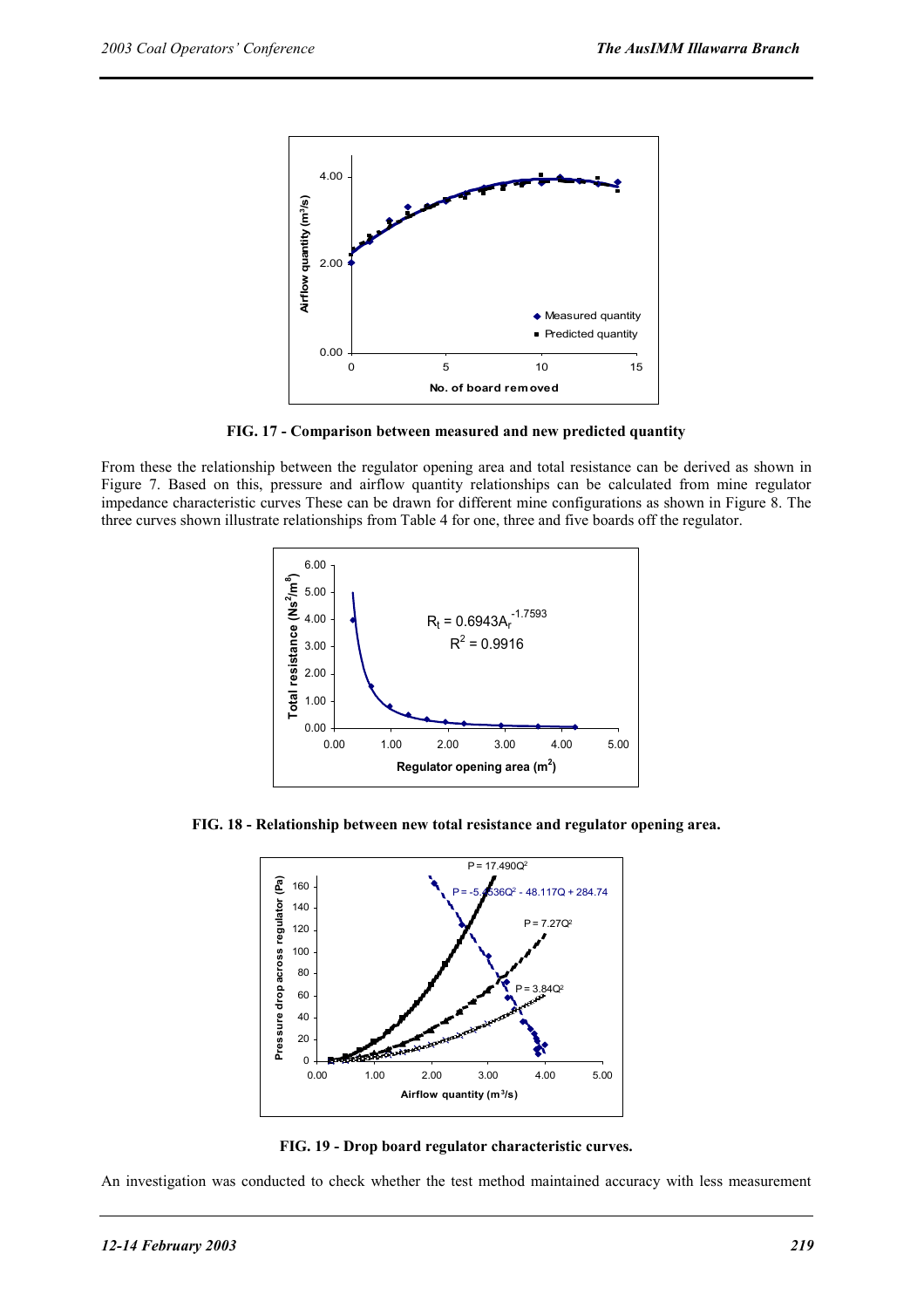FIG. 17 - Comparison between measured and new predicted quantity

From these the relationship between the regulator opening area and total resistance can be derived as shown in Figure 7. Based on this, pressure and airflow quantity relationships can be calculated from mine regulator impedance characteristic curves These can be drawn for different mine configurations as shown in Figure 8. The three curves shown illustrate relationships from Table 4 for one, three and five boards off the regulator.

FIG. 18 - Relationship between new total resistance and regulator opening area.

FIG. 19 - Drop board regulator characteristic curves.

An investigation was conducted to check whether the test method maintained accuracy with less measurement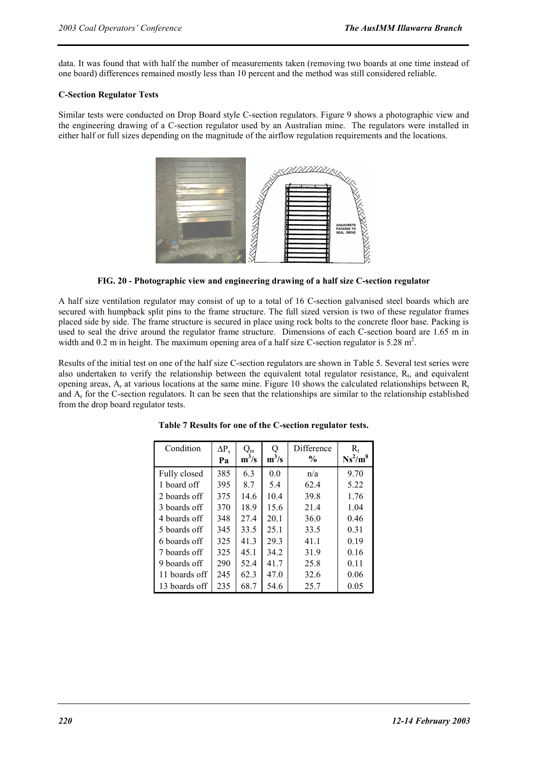data. It was found that with half the number of measurements taken (removing two boards at one time instead of one board) differences remained mostly less than 10 percent and the method was still considered reliable.

**C-Section Regulator Tests**

Similar tests were conducted on Drop Board style C-section regulators. Figure 9 shows a photographic view and the engineering drawing of a C-section regulator used by an Australian mine. The regulators were installed in either half or full sizes depending on the magnitude of the airflow regulation requirements and the locations.

**FIG. 20 - Photographic view and engineering drawing of a half size C-section regulator**

A half size ventilation regulator may consist of up to a total of 16 C-section galvanised steel boards which are secured with humpback split pins to the frame structure. The full sized version is two of these regulator frames placed side by side. The frame structure is secured in place using rock bolts to the concrete floor base. Packing is used to seal the drive around the regulator frame structure. Dimensions of each C-section board are 1.65 m in width and 0.2 m in height. The maximum opening area of a half size C-section regulator is 5.28 $m^2$.

Results of the initial test on one of the half size C-section regulators are shown in Table 5. Several test series were also undertaken to verify the relationship between the equivalent total regulator resistance, $R_t$, and equivalent opening areas, $A_r$ at various locations at the same mine. Figure 10 shows the calculated relationships between $R_t$ and $A_r$ for the C-section regulators. It can be seen that the relationships are similar to the relationship established from the drop board regulator tests.

**Table 7 Results for one of the C-section regulator tests.**

| Condition | $\Delta P_s$ Pa | $Q_m$ $m^3/s$ | Q $m^3/s$ | Difference % | $R_t$ $Ns^2/m^8$ |
|---|---|---|---|---|---|
| Fully closed | 385 | 6.3 | 0.0 | n/a | 9.70 |
| 1 board off | 395 | 8.7 | 5.4 | 62.4 | 5.22 |
| 2 boards off | 375 | 14.6 | 10.4 | 39.8 | 1.76 |
| 3 boards off | 370 | 18.9 | 15.6 | 21.4 | 1.04 |
| 4 boards off | 348 | 27.4 | 20.1 | 36.0 | 0.46 |
| 5 boards off | 345 | 33.5 | 25.1 | 33.5 | 0.31 |
| 6 boards off | 325 | 41.3 | 29.3 | 41.1 | 0.19 |
| 7 boards off | 325 | 45.1 | 34.2 | 31.9 | 0.16 |
| 9 boards off | 290 | 52.4 | 41.7 | 25.8 | 0.11 |
| 11 boards off | 245 | 62.3 | 47.0 | 32.6 | 0.06 |
| 13 boards off | 235 | 68.7 | 54.6 | 25.7 | 0.05 |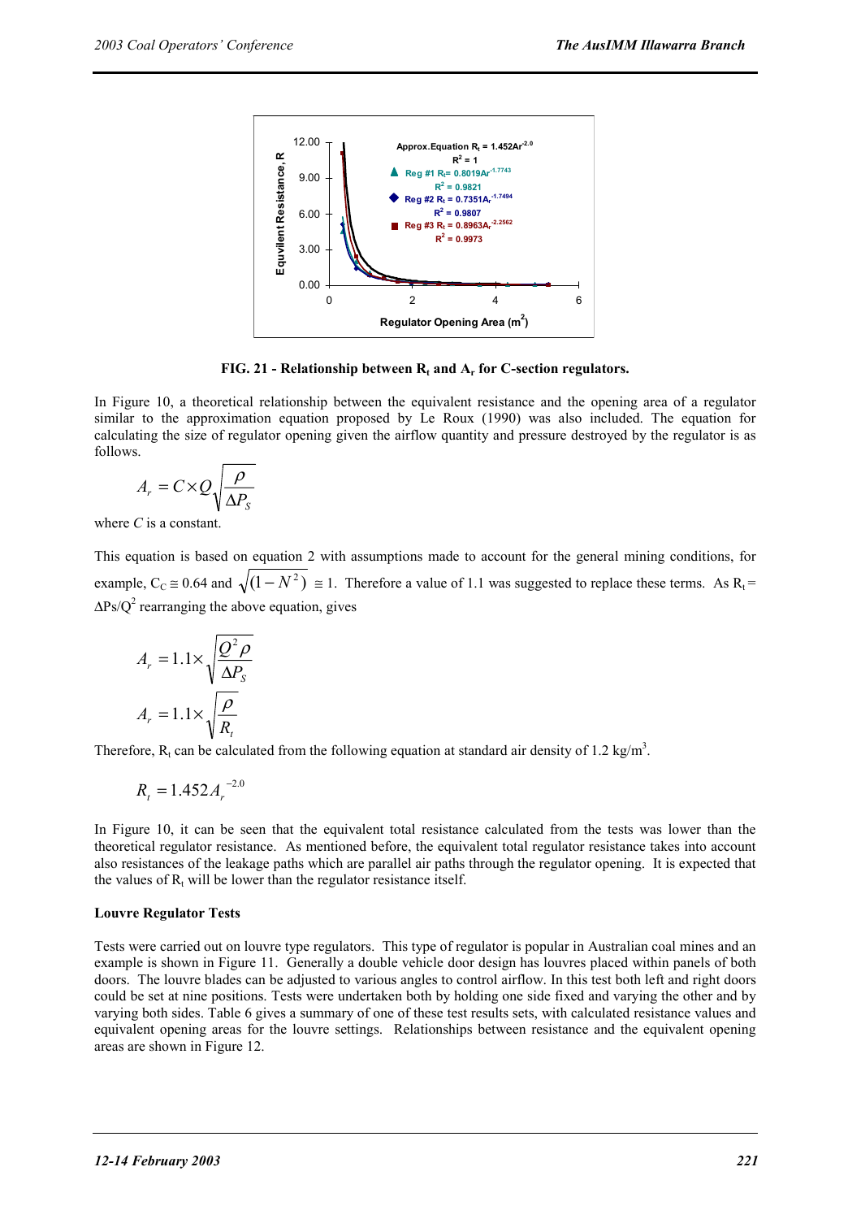FIG. 21 - Relationship between $R_t$ and $A_r$ for C-section regulators.

In Figure 10, a theoretical relationship between the equivalent resistance and the opening area of a regulator similar to the approximation equation proposed by Le Roux (1990) was also included. The equation for calculating the size of regulator opening given the airflow quantity and pressure destroyed by the regulator is as follows.

$$A_r = C \times Q \sqrt{\frac{\rho}{\Delta P_S}}$$

where $C$ is a constant.

This equation is based on equation 2 with assumptions made to account for the general mining conditions, for example, $C_C \cong 0.64$ and $\sqrt{(1-N^2)} \cong 1$. Therefore a value of 1.1 was suggested to replace these terms. As $R_t = \Delta Ps/Q^2$ rearranging the above equation, gives

$$A_r = 1.1 \times \sqrt{\frac{Q^2 \rho}{\Delta P_S}}$$

$$A_r = 1.1 \times \sqrt{\frac{\rho}{R_t}}$$

Therefore, $R_t$ can be calculated from the following equation at standard air density of 1.2 kg/m$^3$.

$$R_t = 1.452 A_r^{-2.0}$$

In Figure 10, it can be seen that the equivalent total resistance calculated from the tests was lower than the theoretical regulator resistance. As mentioned before, the equivalent total regulator resistance takes into account also resistances of the leakage paths which are parallel air paths through the regulator opening. It is expected that the values of $R_t$ will be lower than the regulator resistance itself.

**Louvre Regulator Tests**

Tests were carried out on louvre type regulators. This type of regulator is popular in Australian coal mines and an example is shown in Figure 11. Generally a double vehicle door design has louvres placed within panels of both doors. The louvre blades can be adjusted to various angles to control airflow. In this test both left and right doors could be set at nine positions. Tests were undertaken both by holding one side fixed and varying the other and by varying both sides. Table 6 gives a summary of one of these test results sets, with calculated resistance values and equivalent opening areas for the louvre settings. Relationships between resistance and the equivalent opening areas are shown in Figure 12.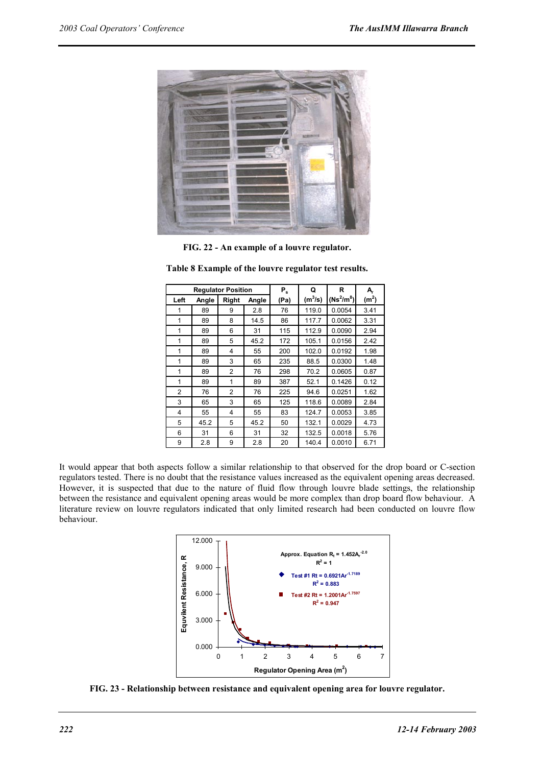FIG. 22 - An example of a louvre regulator.

**Table 8 Example of the louvre regulator test results.**

| Regulator Position | | | | $P_s$ | Q | R | $A_r$ |
|---|---|---|---|---|---|---|---|
| Left | Angle | Right | Angle | (Pa) | ($m^3$/s) | ($Ns^2/m^8$) | ($m^2$) |
| 1 | 89 | 9 | 2.8 | 76 | 119.0 | 0.0054 | 3.41 |
| 1 | 89 | 8 | 14.5 | 86 | 117.7 | 0.0062 | 3.31 |
| 1 | 89 | 6 | 31 | 115 | 112.9 | 0.0090 | 2.94 |
| 1 | 89 | 5 | 45.2 | 172 | 105.1 | 0.0156 | 2.42 |
| 1 | 89 | 4 | 55 | 200 | 102.0 | 0.0192 | 1.98 |
| 1 | 89 | 3 | 65 | 235 | 88.5 | 0.0300 | 1.48 |
| 1 | 89 | 2 | 76 | 298 | 70.2 | 0.0605 | 0.87 |
| 1 | 89 | 1 | 89 | 387 | 52.1 | 0.1426 | 0.12 |
| 2 | 76 | 2 | 76 | 225 | 94.6 | 0.0251 | 1.62 |
| 3 | 65 | 3 | 65 | 125 | 118.6 | 0.0089 | 2.84 |
| 4 | 55 | 4 | 55 | 83 | 124.7 | 0.0053 | 3.85 |
| 5 | 45.2 | 5 | 45.2 | 50 | 132.1 | 0.0029 | 4.73 |
| 6 | 31 | 6 | 31 | 32 | 132.5 | 0.0018 | 5.76 |
| 9 | 2.8 | 9 | 2.8 | 20 | 140.4 | 0.0010 | 6.71 |

It would appear that both aspects follow a similar relationship to that observed for the drop board or C-section regulators tested. There is no doubt that the resistance values increased as the equivalent opening areas decreased. However, it is suspected that due to the nature of fluid flow through louvre blade settings, the relationship between the resistance and equivalent opening areas would be more complex than drop board flow behaviour. A literature review on louvre regulators indicated that only limited research had been conducted on louvre flow behaviour.

FIG. 23 - Relationship between resistance and equivalent opening area for louvre regulator.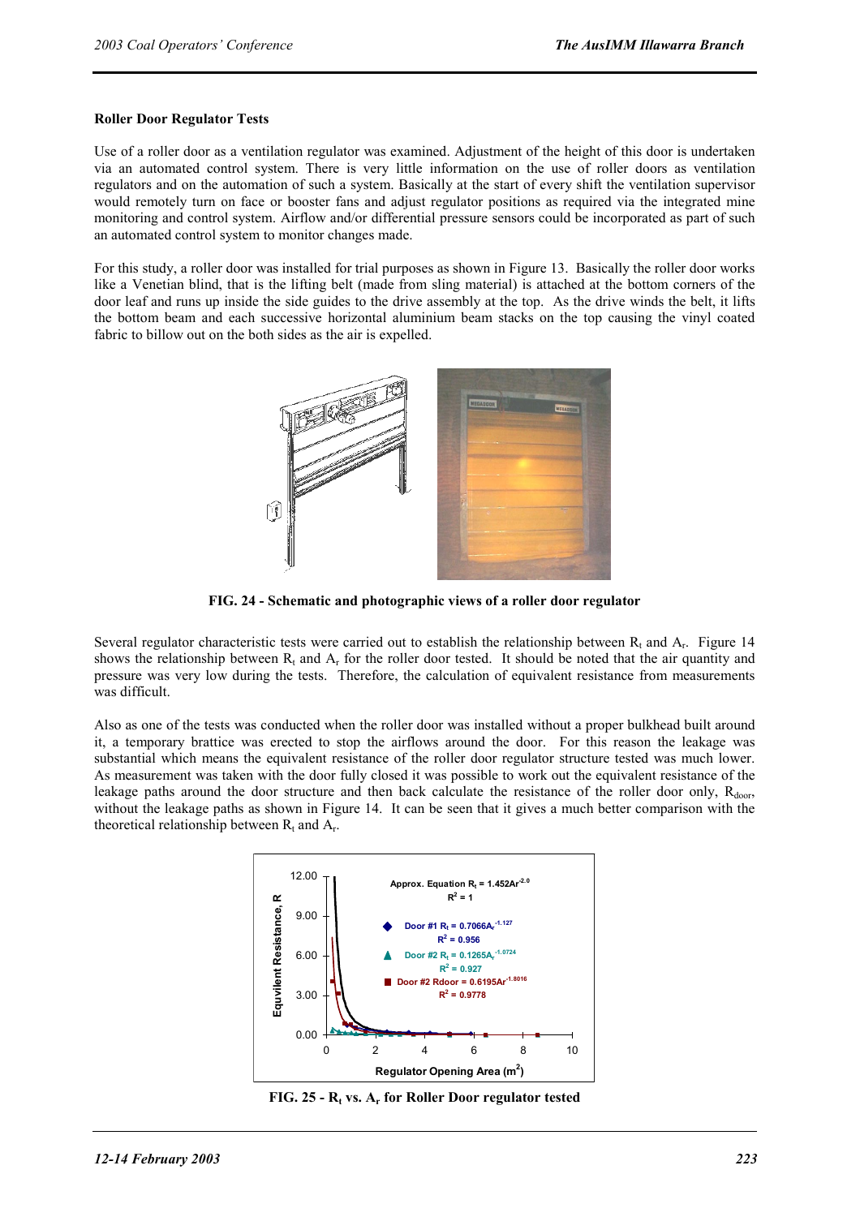**Roller Door Regulator Tests**

Use of a roller door as a ventilation regulator was examined. Adjustment of the height of this door is undertaken via an automated control system. There is very little information on the use of roller doors as ventilation regulators and on the automation of such a system. Basically at the start of every shift the ventilation supervisor would remotely turn on face or booster fans and adjust regulator positions as required via the integrated mine monitoring and control system. Airflow and/or differential pressure sensors could be incorporated as part of such an automated control system to monitor changes made.

For this study, a roller door was installed for trial purposes as shown in Figure 13. Basically the roller door works like a Venetian blind, that is the lifting belt (made from sling material) is attached at the bottom corners of the door leaf and runs up inside the side guides to the drive assembly at the top. As the drive winds the belt, it lifts the bottom beam and each successive horizontal aluminium beam stacks on the top causing the vinyl coated fabric to billow out on the both sides as the air is expelled.

**FIG. 24 - Schematic and photographic views of a roller door regulator**

Several regulator characteristic tests were carried out to establish the relationship between $R_t$ and $A_r$. Figure 14 shows the relationship between $R_t$ and $A_r$ for the roller door tested. It should be noted that the air quantity and pressure was very low during the tests. Therefore, the calculation of equivalent resistance from measurements was difficult.

Also as one of the tests was conducted when the roller door was installed without a proper bulkhead built around it, a temporary brattice was erected to stop the airflows around the door. For this reason the leakage was substantial which means the equivalent resistance of the roller door regulator structure tested was much lower. As measurement was taken with the door fully closed it was possible to work out the equivalent resistance of the leakage paths around the door structure and then back calculate the resistance of the roller door only, $R_{door}$, without the leakage paths as shown in Figure 14. It can be seen that it gives a much better comparison with the theoretical relationship between $R_t$ and $A_r$.

**FIG. 25 - $R_t$ vs. $A_r$ for Roller Door regulator tested**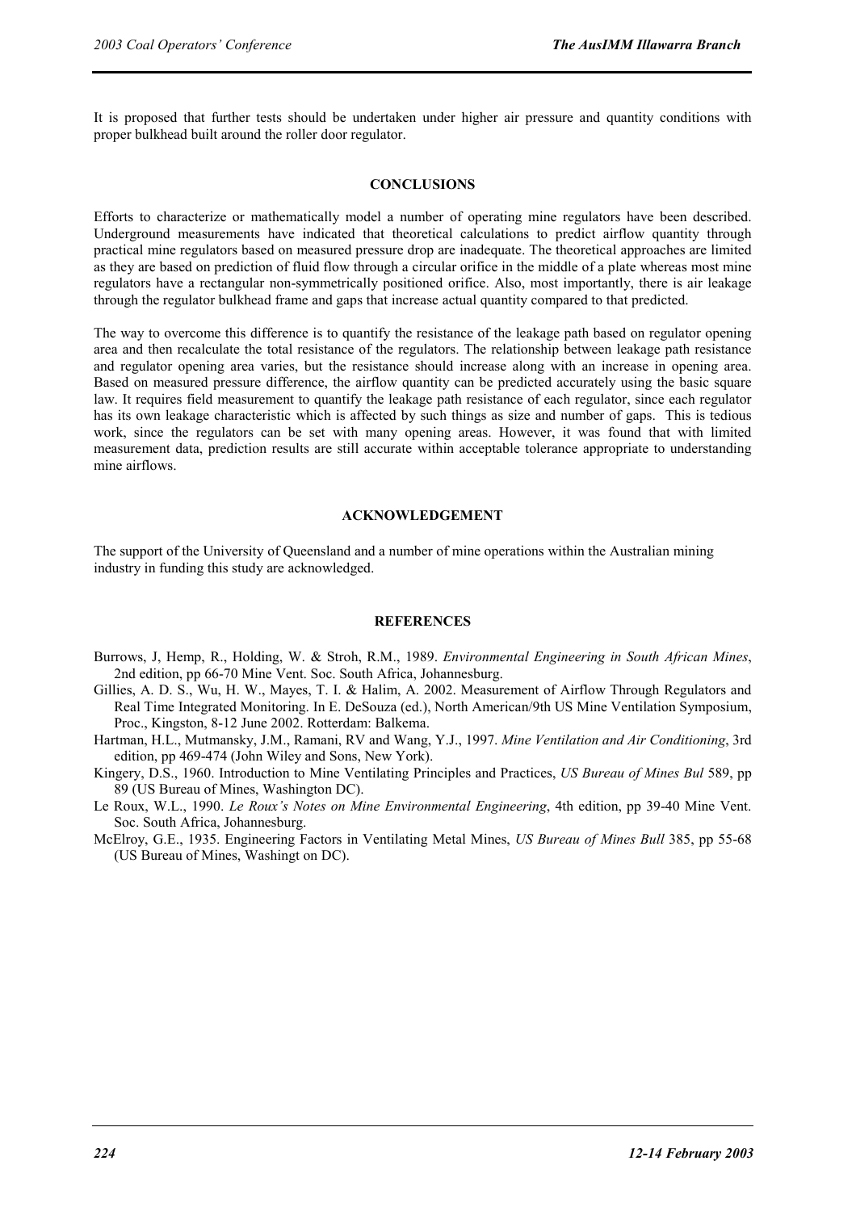It is proposed that further tests should be undertaken under higher air pressure and quantity conditions with proper bulkhead built around the roller door regulator.

## CONCLUSIONS

Efforts to characterize or mathematically model a number of operating mine regulators have been described. Underground measurements have indicated that theoretical calculations to predict airflow quantity through practical mine regulators based on measured pressure drop are inadequate. The theoretical approaches are limited as they are based on prediction of fluid flow through a circular orifice in the middle of a plate whereas most mine regulators have a rectangular non-symmetrically positioned orifice. Also, most importantly, there is air leakage through the regulator bulkhead frame and gaps that increase actual quantity compared to that predicted.

The way to overcome this difference is to quantify the resistance of the leakage path based on regulator opening area and then recalculate the total resistance of the regulators. The relationship between leakage path resistance and regulator opening area varies, but the resistance should increase along with an increase in opening area. Based on measured pressure difference, the airflow quantity can be predicted accurately using the basic square law. It requires field measurement to quantify the leakage path resistance of each regulator, since each regulator has its own leakage characteristic which is affected by such things as size and number of gaps. This is tedious work, since the regulators can be set with many opening areas. However, it was found that with limited measurement data, prediction results are still accurate within acceptable tolerance appropriate to understanding mine airflows.

## ACKNOWLEDGEMENT

The support of the University of Queensland and a number of mine operations within the Australian mining industry in funding this study are acknowledged.

## REFERENCES

Burrows, J, Hemp, R., Holding, W. & Stroh, R.M., 1989. *Environmental Engineering in South African Mines*, 2nd edition, pp 66-70 Mine Vent. Soc. South Africa, Johannesburg.

Gillies, A. D. S., Wu, H. W., Mayes, T. I. & Halim, A. 2002. Measurement of Airflow Through Regulators and Real Time Integrated Monitoring. In E. DeSouza (ed.), North American/9th US Mine Ventilation Symposium, Proc., Kingston, 8-12 June 2002. Rotterdam: Balkema.

Hartman, H.L., Mutmansky, J.M., Ramani, RV and Wang, Y.J., 1997. *Mine Ventilation and Air Conditioning*, 3rd edition, pp 469-474 (John Wiley and Sons, New York).

Kingery, D.S., 1960. Introduction to Mine Ventilating Principles and Practices, *US Bureau of Mines Bul* 589, pp 89 (US Bureau of Mines, Washington DC).

Le Roux, W.L., 1990. *Le Roux's Notes on Mine Environmental Engineering*, 4th edition, pp 39-40 Mine Vent. Soc. South Africa, Johannesburg.

McElroy, G.E., 1935. Engineering Factors in Ventilating Metal Mines, *US Bureau of Mines Bull* 385, pp 55-68 (US Bureau of Mines, Washingt on DC).